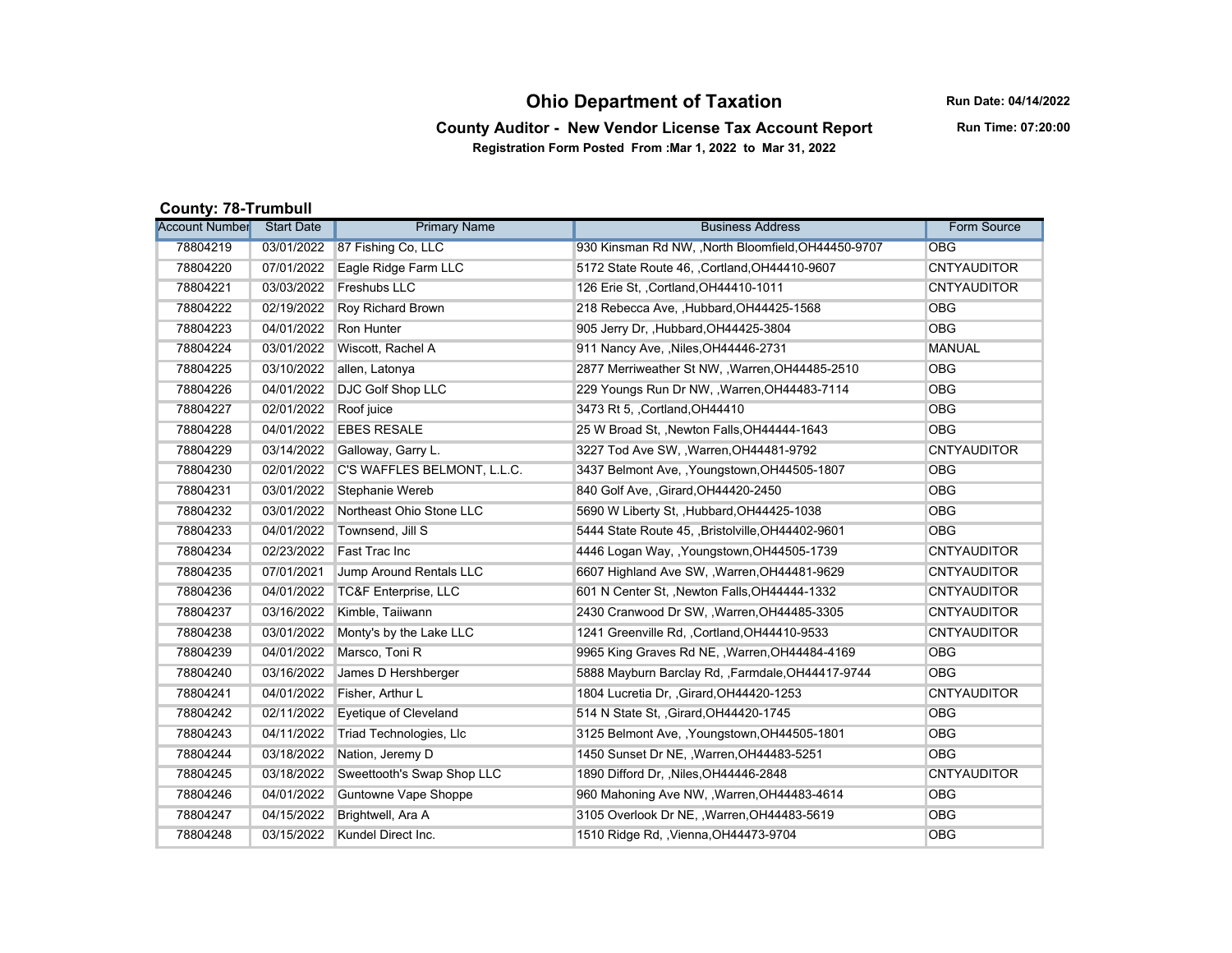# Ohio Department of Taxation

**Run Date: 04/14/2022**

## County Auditor - New Vendor License Tax Account Report

**Run Time: 07:20:00**

**Registration Form Posted From :Mar 1, 2022 to Mar 31, 2022**

### County: 78-Trumbull

| Account Number | Start Date | Primary Name | Business Address | Form Source |
|---|---|---|---|---|
| 78804219 | 03/01/2022 | 87 Fishing Co, LLC | 930 Kinsman Rd NW, ,North Bloomfield,OH44450-9707 | OBG |
| 78804220 | 07/01/2022 | Eagle Ridge Farm LLC | 5172 State Route 46, ,Cortland,OH44410-9607 | CNTYAUDITOR |
| 78804221 | 03/03/2022 | Freshubs LLC | 126 Erie St, ,Cortland,OH44410-1011 | CNTYAUDITOR |
| 78804222 | 02/19/2022 | Roy Richard Brown | 218 Rebecca Ave, ,Hubbard,OH44425-1568 | OBG |
| 78804223 | 04/01/2022 | Ron Hunter | 905 Jerry Dr, ,Hubbard,OH44425-3804 | OBG |
| 78804224 | 03/01/2022 | Wiscott, Rachel A | 911 Nancy Ave, ,Niles,OH44446-2731 | MANUAL |
| 78804225 | 03/10/2022 | allen, Latonya | 2877 Merriweather St NW, ,Warren,OH44485-2510 | OBG |
| 78804226 | 04/01/2022 | DJC Golf Shop LLC | 229 Youngs Run Dr NW, ,Warren,OH44483-7114 | OBG |
| 78804227 | 02/01/2022 | Roof juice | 3473 Rt 5, ,Cortland,OH44410 | OBG |
| 78804228 | 04/01/2022 | EBES RESALE | 25 W Broad St, ,Newton Falls,OH44444-1643 | OBG |
| 78804229 | 03/14/2022 | Galloway, Garry L. | 3227 Tod Ave SW, ,Warren,OH44481-9792 | CNTYAUDITOR |
| 78804230 | 02/01/2022 | C'S WAFFLES BELMONT, L.L.C. | 3437 Belmont Ave, ,Youngstown,OH44505-1807 | OBG |
| 78804231 | 03/01/2022 | Stephanie Wereb | 840 Golf Ave, ,Girard,OH44420-2450 | OBG |
| 78804232 | 03/01/2022 | Northeast Ohio Stone LLC | 5690 W Liberty St, ,Hubbard,OH44425-1038 | OBG |
| 78804233 | 04/01/2022 | Townsend, Jill S | 5444 State Route 45, ,Bristolville,OH44402-9601 | OBG |
| 78804234 | 02/23/2022 | Fast Trac Inc | 4446 Logan Way, ,Youngstown,OH44505-1739 | CNTYAUDITOR |
| 78804235 | 07/01/2021 | Jump Around Rentals LLC | 6607 Highland Ave SW, ,Warren,OH44481-9629 | CNTYAUDITOR |
| 78804236 | 04/01/2022 | TC&F Enterprise, LLC | 601 N Center St, ,Newton Falls,OH44444-1332 | CNTYAUDITOR |
| 78804237 | 03/16/2022 | Kimble, Taiiwann | 2430 Cranwood Dr SW, ,Warren,OH44485-3305 | CNTYAUDITOR |
| 78804238 | 03/01/2022 | Monty's by the Lake LLC | 1241 Greenville Rd, ,Cortland,OH44410-9533 | CNTYAUDITOR |
| 78804239 | 04/01/2022 | Marsco, Toni R | 9965 King Graves Rd NE, ,Warren,OH44484-4169 | OBG |
| 78804240 | 03/16/2022 | James D Hershberger | 5888 Mayburn Barclay Rd, ,Farmdale,OH44417-9744 | OBG |
| 78804241 | 04/01/2022 | Fisher, Arthur L | 1804 Lucretia Dr, ,Girard,OH44420-1253 | CNTYAUDITOR |
| 78804242 | 02/11/2022 | Eyetique of Cleveland | 514 N State St, ,Girard,OH44420-1745 | OBG |
| 78804243 | 04/11/2022 | Triad Technologies, Llc | 3125 Belmont Ave, ,Youngstown,OH44505-1801 | OBG |
| 78804244 | 03/18/2022 | Nation, Jeremy D | 1450 Sunset Dr NE, ,Warren,OH44483-5251 | OBG |
| 78804245 | 03/18/2022 | Sweettooth's Swap Shop LLC | 1890 Difford Dr, ,Niles,OH44446-2848 | CNTYAUDITOR |
| 78804246 | 04/01/2022 | Guntowne Vape Shoppe | 960 Mahoning Ave NW, ,Warren,OH44483-4614 | OBG |
| 78804247 | 04/15/2022 | Brightwell, Ara A | 3105 Overlook Dr NE, ,Warren,OH44483-5619 | OBG |
| 78804248 | 03/15/2022 | Kundel Direct Inc. | 1510 Ridge Rd, ,Vienna,OH44473-9704 | OBG |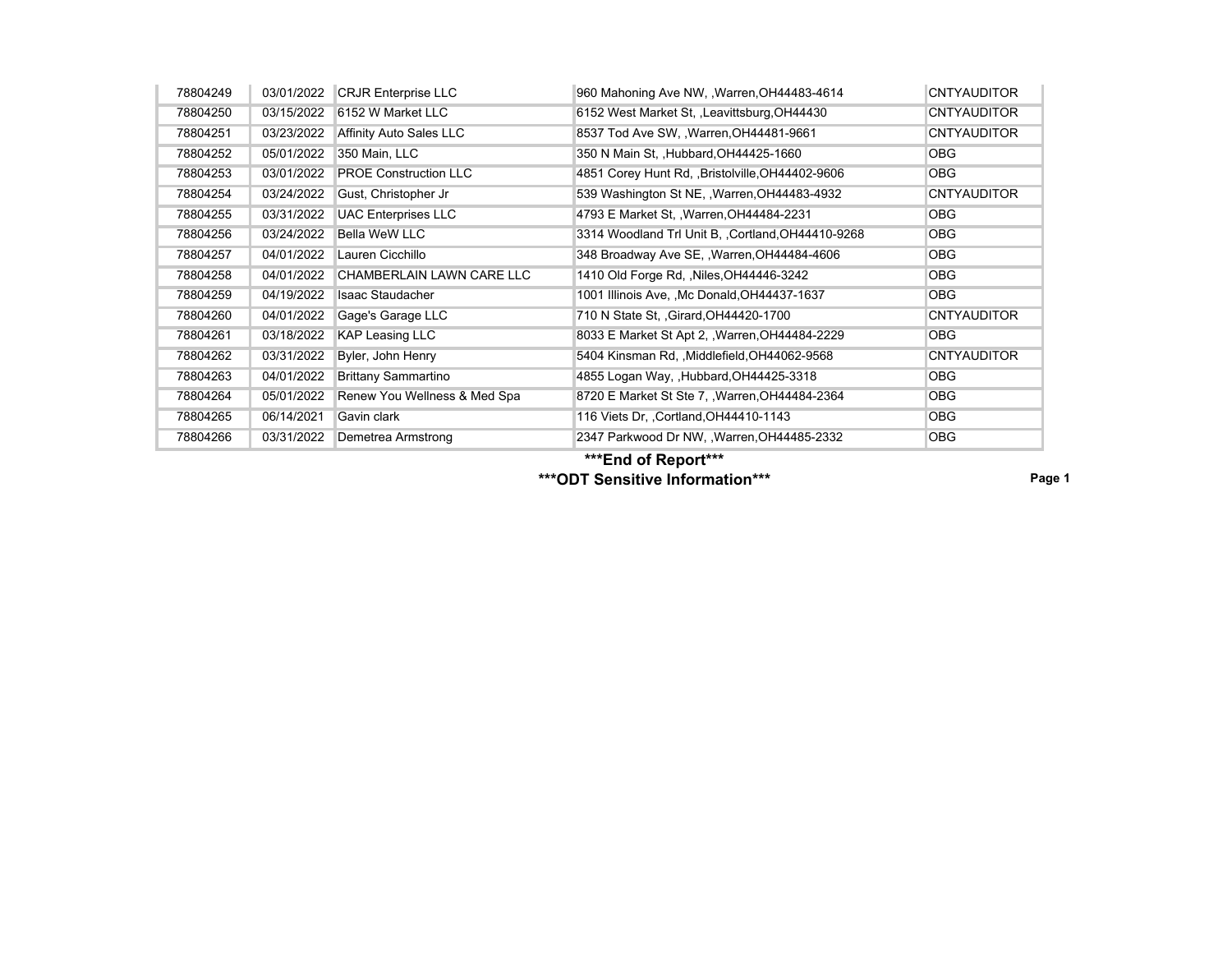| | | | | |
|---|---|---|---|---|
| 78804249 | 03/01/2022 | CRJR Enterprise LLC | 960 Mahoning Ave NW, ,Warren,OH44483-4614 | CNTYAUDITOR |
| 78804250 | 03/15/2022 | 6152 W Market LLC | 6152 West Market St, ,Leavittsburg,OH44430 | CNTYAUDITOR |
| 78804251 | 03/23/2022 | Affinity Auto Sales LLC | 8537 Tod Ave SW, ,Warren,OH44481-9661 | CNTYAUDITOR |
| 78804252 | 05/01/2022 | 350 Main, LLC | 350 N Main St, ,Hubbard,OH44425-1660 | OBG |
| 78804253 | 03/01/2022 | PROE Construction LLC | 4851 Corey Hunt Rd, ,Bristolville,OH44402-9606 | OBG |
| 78804254 | 03/24/2022 | Gust, Christopher Jr | 539 Washington St NE, ,Warren,OH44483-4932 | CNTYAUDITOR |
| 78804255 | 03/31/2022 | UAC Enterprises LLC | 4793 E Market St, ,Warren,OH44484-2231 | OBG |
| 78804256 | 03/24/2022 | Bella WeW LLC | 3314 Woodland Trl Unit B, ,Cortland,OH44410-9268 | OBG |
| 78804257 | 04/01/2022 | Lauren Cicchillo | 348 Broadway Ave SE, ,Warren,OH44484-4606 | OBG |
| 78804258 | 04/01/2022 | CHAMBERLAIN LAWN CARE LLC | 1410 Old Forge Rd, ,Niles,OH44446-3242 | OBG |
| 78804259 | 04/19/2022 | Isaac Staudacher | 1001 Illinois Ave, ,Mc Donald,OH44437-1637 | OBG |
| 78804260 | 04/01/2022 | Gage's Garage LLC | 710 N State St, ,Girard,OH44420-1700 | CNTYAUDITOR |
| 78804261 | 03/18/2022 | KAP Leasing LLC | 8033 E Market St Apt 2, ,Warren,OH44484-2229 | OBG |
| 78804262 | 03/31/2022 | Byler, John Henry | 5404 Kinsman Rd, ,Middlefield,OH44062-9568 | CNTYAUDITOR |
| 78804263 | 04/01/2022 | Brittany Sammartino | 4855 Logan Way, ,Hubbard,OH44425-3318 | OBG |
| 78804264 | 05/01/2022 | Renew You Wellness & Med Spa | 8720 E Market St Ste 7, ,Warren,OH44484-2364 | OBG |
| 78804265 | 06/14/2021 | Gavin clark | 116 Viets Dr, ,Cortland,OH44410-1143 | OBG |
| 78804266 | 03/31/2022 | Demetrea Armstrong | 2347 Parkwood Dr NW, ,Warren,OH44485-2332 | OBG |

**\*\*\*End of Report\*\*\***

**\*\*\*ODT Sensitive Information\*\*\***